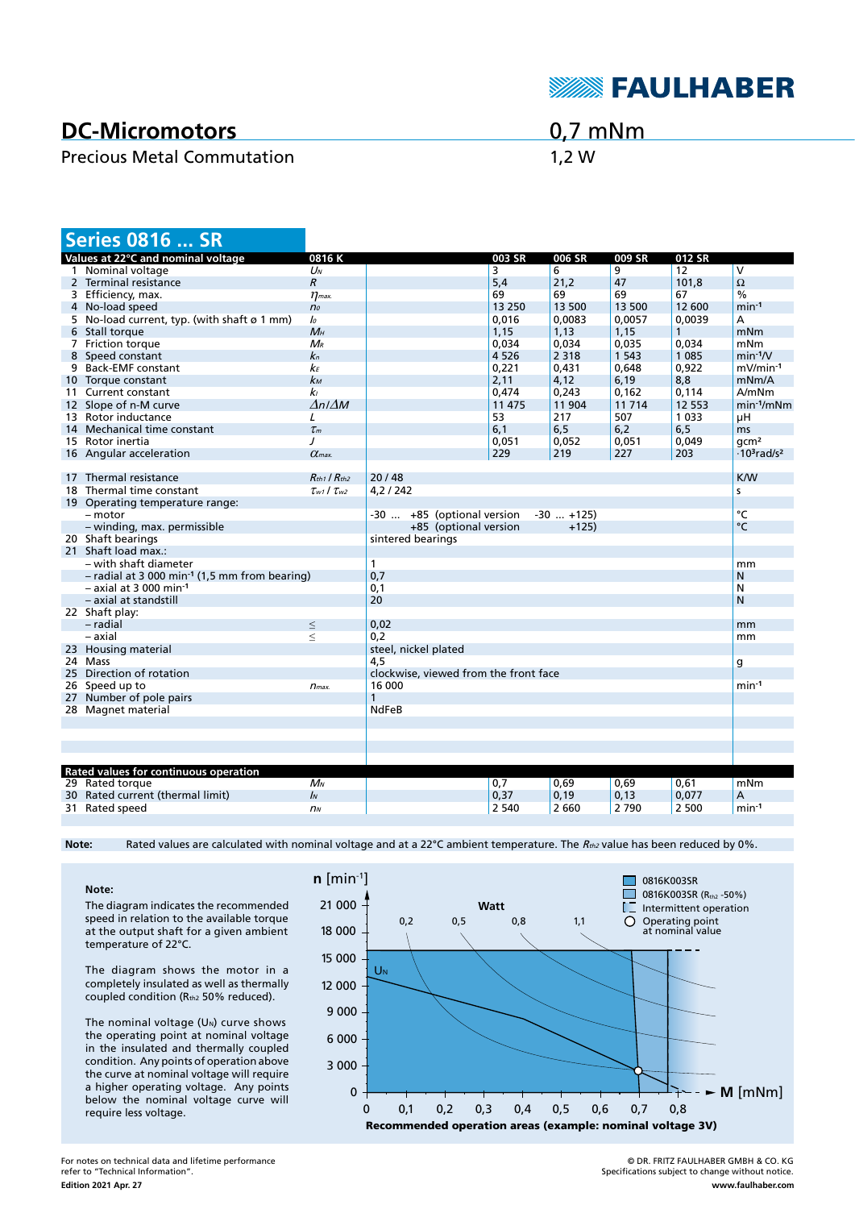# DC-Micromotors

Precious Metal Commutation

0,7 mNm

1,2 W

## Series 0816 ... SR

| | Values at 22°C and nominal voltage | 0816 K | | 003 SR | 006 SR | 009 SR | 012 SR | |
|---|---|---|---|---|---|---|---|---|
| 1 | Nominal voltage | $U_N$ | | 3 | 6 | 9 | 12 | V |
| 2 | Terminal resistance | $R$ | | 5,4 | 21,2 | 47 | 101,8 | Ω |
| 3 | Efficiency, max. | $\eta_{max.}$ | | 69 | 69 | 69 | 67 | % |
| 4 | No-load speed | $n_0$ | | 13 250 | 13 500 | 13 500 | 12 600 | min⁻¹ |
| 5 | No-load current, typ. (with shaft ø 1 mm) | $I_0$ | | 0,016 | 0,0083 | 0,0057 | 0,0039 | A |
| 6 | Stall torque | $M_H$ | | 1,15 | 1,13 | 1,15 | 1 | mNm |
| 7 | Friction torque | $M_R$ | | 0,034 | 0,034 | 0,035 | 0,034 | mNm |
| 8 | Speed constant | $k_n$ | | 4 526 | 2 318 | 1 543 | 1 085 | min⁻¹/V |
| 9 | Back-EMF constant | $k_E$ | | 0,221 | 0,431 | 0,648 | 0,922 | mV/min⁻¹ |
| 10 | Torque constant | $k_M$ | | 2,11 | 4,12 | 6,19 | 8,8 | mNm/A |
| 11 | Current constant | $k_I$ | | 0,474 | 0,243 | 0,162 | 0,114 | A/mNm |
| 12 | Slope of n-M curve | $\Delta n/\Delta M$ | | 11 475 | 11 904 | 11 714 | 12 553 | min⁻¹/mNm |
| 13 | Rotor inductance | $L$ | | 53 | 217 | 507 | 1 033 | µH |
| 14 | Mechanical time constant | $\tau_m$ | | 6,1 | 6,5 | 6,2 | 6,5 | ms |
| 15 | Rotor inertia | $J$ | | 0,051 | 0,052 | 0,051 | 0,049 | gcm² |
| 16 | Angular acceleration | $\alpha_{max.}$ | | 229 | 219 | 227 | 203 | ·10³rad/s² |
| | | | | | | | | |
| 17 | Thermal resistance | $R_{th1}$ / $R_{th2}$ | 20 / 48 | | | | | K/W |
| 18 | Thermal time constant | $\tau_{w1}$ / $\tau_{w2}$ | 4,2 / 242 | | | | | s |
| 19 | Operating temperature range: | | | | | | | |
| | – motor | | -30 ... +85 (optional version -30 ... +125) | | | | | °C |
| | – winding, max. permissible | | +85 (optional version +125) | | | | | °C |
| 20 | Shaft bearings | | sintered bearings | | | | | |
| 21 | Shaft load max.: | | | | | | | |
| | – with shaft diameter | | 1 | | | | | mm |
| | – radial at 3 000 min⁻¹ (1,5 mm from bearing) | | 0,7 | | | | | N |
| | – axial at 3 000 min⁻¹ | | 0,1 | | | | | N |
| | – axial at standstill | | 20 | | | | | N |
| 22 | Shaft play: | | | | | | | |
| | – radial | ≤ | 0,02 | | | | | mm |
| | – axial | ≤ | 0,2 | | | | | mm |
| 23 | Housing material | | steel, nickel plated | | | | | |
| 24 | Mass | | 4,5 | | | | | g |
| 25 | Direction of rotation | | clockwise, viewed from the front face | | | | | |
| 26 | Speed up to | $n_{max.}$ | 16 000 | | | | | min⁻¹ |
| 27 | Number of pole pairs | | 1 | | | | | |
| 28 | Magnet material | | NdFeB | | | | | |

| | Rated values for continuous operation | | | | | | | |
|---|---|---|---|---|---|---|---|---|
| 29 | Rated torque | $M_N$ | | 0,7 | 0,69 | 0,69 | 0,61 | mNm |
| 30 | Rated current (thermal limit) | $I_N$ | | 0,37 | 0,19 | 0,13 | 0,077 | A |
| 31 | Rated speed | $n_N$ | | 2 540 | 2 660 | 2 790 | 2 500 | min⁻¹ |

**Note:** Rated values are calculated with nominal voltage and at a 22°C ambient temperature. The $R_{th2}$ value has been reduced by 0%.

**Note:**

The diagram indicates the recommended speed in relation to the available torque at the output shaft for a given ambient temperature of 22°C.

The diagram shows the motor in a completely insulated as well as thermally coupled condition ($R_{th2}$ 50% reduced).

The nominal voltage ($U_N$) curve shows the operating point at nominal voltage in the insulated and thermally coupled condition. Any points of operation above the curve at nominal voltage will require a higher operating voltage. Any points below the nominal voltage curve will require less voltage.

**Recommended operation areas (example: nominal voltage 3V)**

For notes on technical data and lifetime performance refer to "Technical Information".

**Edition 2021 Apr. 27**

© DR. FRITZ FAULHABER GMBH & CO. KG
Specifications subject to change without notice.
**www.faulhaber.com**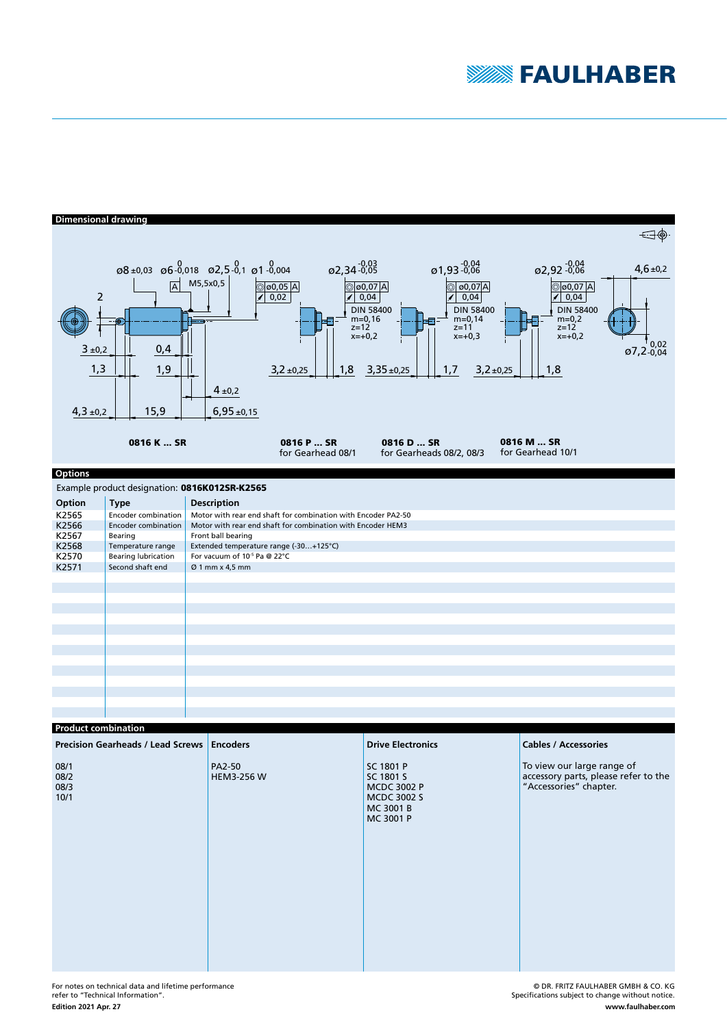## Dimensional drawing

ø8 ±0,03 ø6 $^{0}_{-0,018}$ ø2,5 $^{0}_{-0,1}$ ø1 $^{0}_{-0,004}$ ø2,34 $^{-0,03}_{-0,05}$ ø1,93 $^{-0,04}_{-0,06}$ ø2,92 $^{-0,04}_{-0,06}$ 4,6 ±0,2

A M5,5x0,5 ø0,05 A 0,02 ø0,07 A 0,04 ø0,07 A 0,04 ø0,07 A 0,04

2

DIN 58400 m=0,16 z=12 x=+0,2

DIN 58400 m=0,14 z=11 x=+0,3

DIN 58400 m=0,2 z=12 x=+0,2

3 ±0,2 0,4

1,3 1,9

3,2 ±0,25 1,8 3,35 ±0,25 1,7 3,2 ±0,25 1,8

ø7,2 $^{0,02}_{-0,04}$

4 ±0,2

4,3 ±0,2 15,9 6,95 ±0,15

**0816 K ... SR**

**0816 P ... SR**
for Gearhead 08/1

**0816 D ... SR**
for Gearheads 08/2, 08/3

**0816 M ... SR**
for Gearhead 10/1

## Options

Example product designation: **0816K012SR-K2565**

| Option | Type | Description |
|---|---|---|
| K2565 | Encoder combination | Motor with rear end shaft for combination with Encoder PA2-50 |
| K2566 | Encoder combination | Motor with rear end shaft for combination with Encoder HEM3 |
| K2567 | Bearing | Front ball bearing |
| K2568 | Temperature range | Extended temperature range (-30...+125°C) |
| K2570 | Bearing lubrication | For vacuum of $10^{-5}$ Pa @ 22°C |
| K2571 | Second shaft end | Ø 1 mm x 4,5 mm |

## Product combination

| Precision Gearheads / Lead Screws | Encoders | Drive Electronics | Cables / Accessories |
|---|---|---|---|
| 08/1<br>08/2<br>08/3<br>10/1 | PA2-50<br>HEM3-256 W | SC 1801 P<br>SC 1801 S<br>MCDC 3002 P<br>MCDC 3002 S<br>MC 3001 B<br>MC 3001 P | To view our large range of accessory parts, please refer to the “Accessories” chapter. |

For notes on technical data and lifetime performance refer to “Technical Information”.

**Edition 2021 Apr. 27**

© DR. FRITZ FAULHABER GMBH & CO. KG
Specifications subject to change without notice.
**www.faulhaber.com**